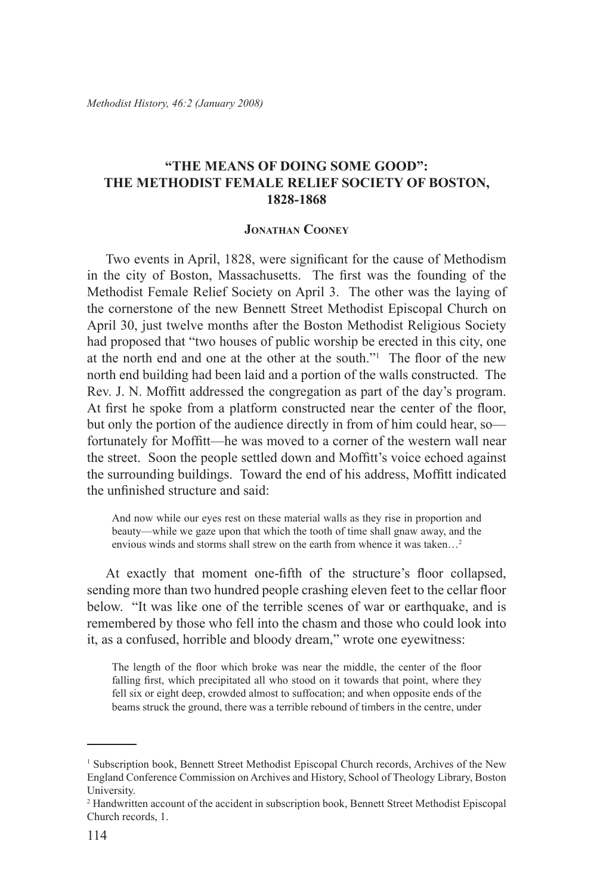# "THE MEANS OF DOING SOME GOOD": THE METHODIST FEMALE RELIEF SOCIETY OF BOSTON, 1828-1868

### Jonathan Cooney

Two events in April, 1828, were significant for the cause of Methodism in the city of Boston, Massachusetts. The first was the founding of the Methodist Female Relief Society on April 3. The other was the laying of the cornerstone of the new Bennett Street Methodist Episcopal Church on April 30, just twelve months after the Boston Methodist Religious Society had proposed that "two houses of public worship be erected in this city, one at the north end and one at the other at the south."[1] The floor of the new north end building had been laid and a portion of the walls constructed. The Rev. J. N. Moffitt addressed the congregation as part of the day's program. At first he spoke from a platform constructed near the center of the floor, but only the portion of the audience directly in from of him could hear, so—fortunately for Moffitt—he was moved to a corner of the western wall near the street. Soon the people settled down and Moffitt's voice echoed against the surrounding buildings. Toward the end of his address, Moffitt indicated the unfinished structure and said:

> And now while our eyes rest on these material walls as they rise in proportion and beauty—while we gaze upon that which the tooth of time shall gnaw away, and the envious winds and storms shall strew on the earth from whence it was taken…[2]

At exactly that moment one-fifth of the structure's floor collapsed, sending more than two hundred people crashing eleven feet to the cellar floor below. "It was like one of the terrible scenes of war or earthquake, and is remembered by those who fell into the chasm and those who could look into it, as a confused, horrible and bloody dream," wrote one eyewitness:

> The length of the floor which broke was near the middle, the center of the floor falling first, which precipitated all who stood on it towards that point, where they fell six or eight deep, crowded almost to suffocation; and when opposite ends of the beams struck the ground, there was a terrible rebound of timbers in the centre, under

---

[1] Subscription book, Bennett Street Methodist Episcopal Church records, Archives of the New England Conference Commission on Archives and History, School of Theology Library, Boston University.

[2] Handwritten account of the accident in subscription book, Bennett Street Methodist Episcopal Church records, 1.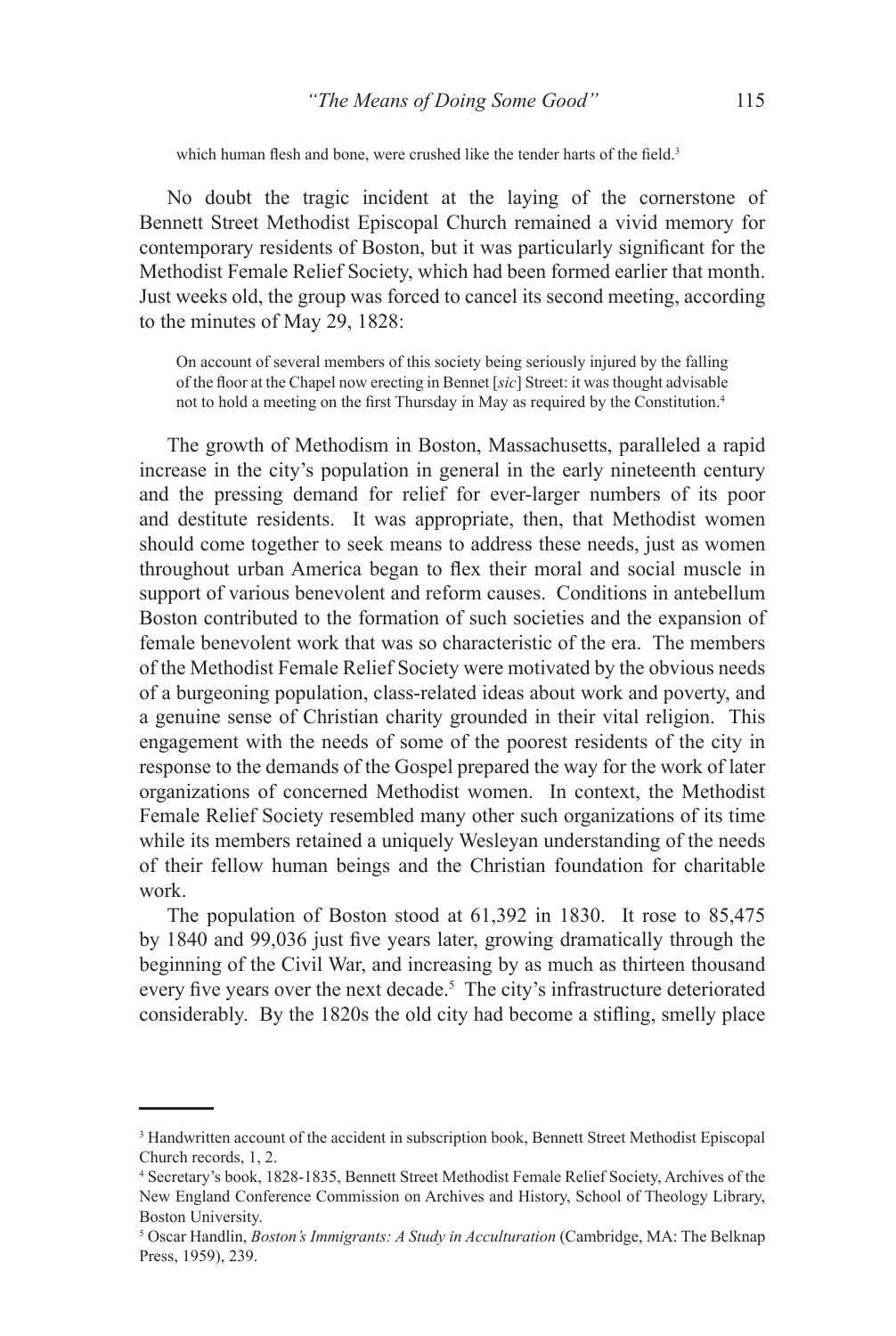> which human flesh and bone, were crushed like the tender harts of the field.[3]

No doubt the tragic incident at the laying of the cornerstone of Bennett Street Methodist Episcopal Church remained a vivid memory for contemporary residents of Boston, but it was particularly significant for the Methodist Female Relief Society, which had been formed earlier that month. Just weeks old, the group was forced to cancel its second meeting, according to the minutes of May 29, 1828:

> On account of several members of this society being seriously injured by the falling of the floor at the Chapel now erecting in Bennet [*sic*] Street: it was thought advisable not to hold a meeting on the first Thursday in May as required by the Constitution.[4]

The growth of Methodism in Boston, Massachusetts, paralleled a rapid increase in the city's population in general in the early nineteenth century and the pressing demand for relief for ever-larger numbers of its poor and destitute residents. It was appropriate, then, that Methodist women should come together to seek means to address these needs, just as women throughout urban America began to flex their moral and social muscle in support of various benevolent and reform causes. Conditions in antebellum Boston contributed to the formation of such societies and the expansion of female benevolent work that was so characteristic of the era. The members of the Methodist Female Relief Society were motivated by the obvious needs of a burgeoning population, class-related ideas about work and poverty, and a genuine sense of Christian charity grounded in their vital religion. This engagement with the needs of some of the poorest residents of the city in response to the demands of the Gospel prepared the way for the work of later organizations of concerned Methodist women. In context, the Methodist Female Relief Society resembled many other such organizations of its time while its members retained a uniquely Wesleyan understanding of the needs of their fellow human beings and the Christian foundation for charitable work.

The population of Boston stood at 61,392 in 1830. It rose to 85,475 by 1840 and 99,036 just five years later, growing dramatically through the beginning of the Civil War, and increasing by as much as thirteen thousand every five years over the next decade.[5] The city's infrastructure deteriorated considerably. By the 1820s the old city had become a stifling, smelly place

---

[3] Handwritten account of the accident in subscription book, Bennett Street Methodist Episcopal Church records, 1, 2.

[4] Secretary's book, 1828-1835, Bennett Street Methodist Female Relief Society, Archives of the New England Conference Commission on Archives and History, School of Theology Library, Boston University.

[5] Oscar Handlin, *Boston's Immigrants: A Study in Acculturation* (Cambridge, MA: The Belknap Press, 1959), 239.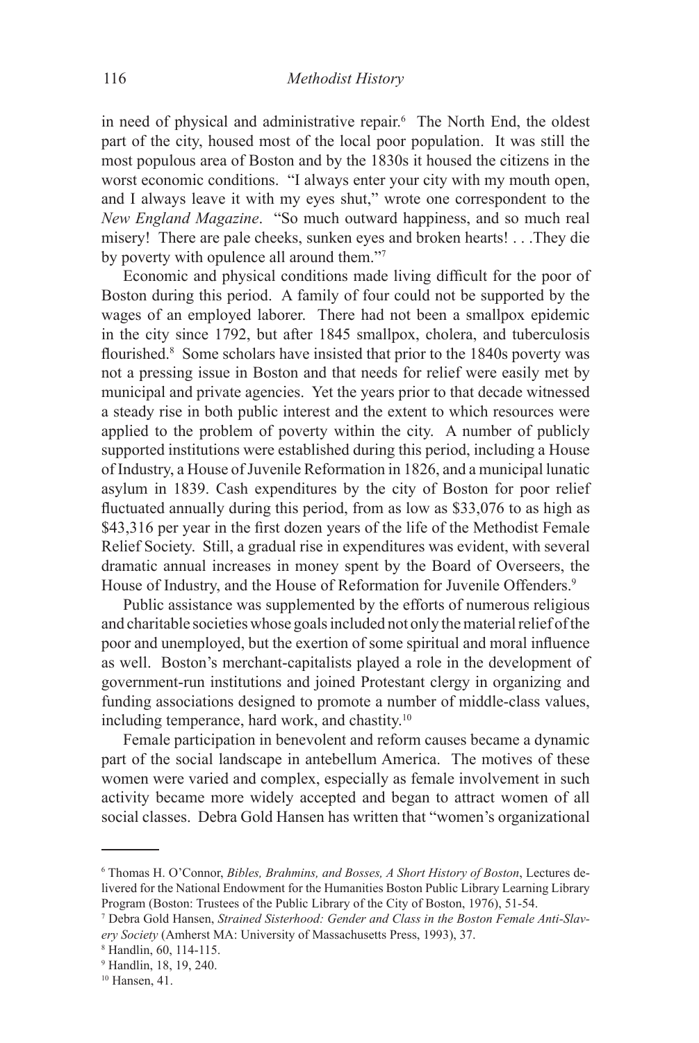in need of physical and administrative repair.[6] The North End, the oldest part of the city, housed most of the local poor population. It was still the most populous area of Boston and by the 1830s it housed the citizens in the worst economic conditions. "I always enter your city with my mouth open, and I always leave it with my eyes shut," wrote one correspondent to the *New England Magazine*. "So much outward happiness, and so much real misery! There are pale cheeks, sunken eyes and broken hearts! . . .They die by poverty with opulence all around them."[7]

Economic and physical conditions made living difficult for the poor of Boston during this period. A family of four could not be supported by the wages of an employed laborer. There had not been a smallpox epidemic in the city since 1792, but after 1845 smallpox, cholera, and tuberculosis flourished.[8] Some scholars have insisted that prior to the 1840s poverty was not a pressing issue in Boston and that needs for relief were easily met by municipal and private agencies. Yet the years prior to that decade witnessed a steady rise in both public interest and the extent to which resources were applied to the problem of poverty within the city. A number of publicly supported institutions were established during this period, including a House of Industry, a House of Juvenile Reformation in 1826, and a municipal lunatic asylum in 1839. Cash expenditures by the city of Boston for poor relief fluctuated annually during this period, from as low as $33,076 to as high as $43,316 per year in the first dozen years of the life of the Methodist Female Relief Society. Still, a gradual rise in expenditures was evident, with several dramatic annual increases in money spent by the Board of Overseers, the House of Industry, and the House of Reformation for Juvenile Offenders.[9]

Public assistance was supplemented by the efforts of numerous religious and charitable societies whose goals included not only the material relief of the poor and unemployed, but the exertion of some spiritual and moral influence as well. Boston's merchant-capitalists played a role in the development of government-run institutions and joined Protestant clergy in organizing and funding associations designed to promote a number of middle-class values, including temperance, hard work, and chastity.[10]

Female participation in benevolent and reform causes became a dynamic part of the social landscape in antebellum America. The motives of these women were varied and complex, especially as female involvement in such activity became more widely accepted and began to attract women of all social classes. Debra Gold Hansen has written that "women's organizational

---

[6] Thomas H. O'Connor, *Bibles, Brahmins, and Bosses, A Short History of Boston*, Lectures delivered for the National Endowment for the Humanities Boston Public Library Learning Library Program (Boston: Trustees of the Public Library of the City of Boston, 1976), 51-54.

[7] Debra Gold Hansen, *Strained Sisterhood: Gender and Class in the Boston Female Anti-Slavery Society* (Amherst MA: University of Massachusetts Press, 1993), 37.

[8] Handlin, 60, 114-115.

[9] Handlin, 18, 19, 240.

[10] Hansen, 41.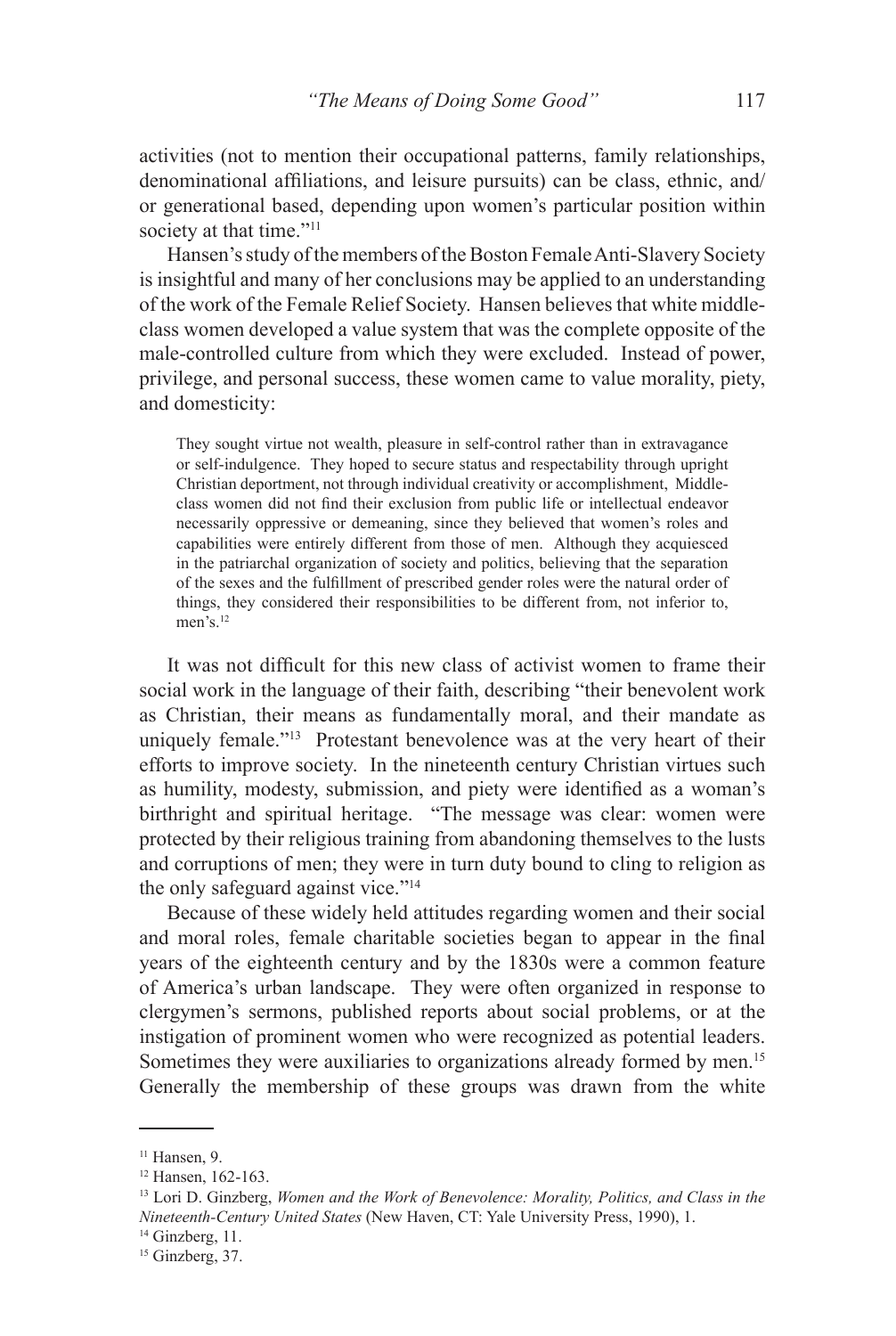activities (not to mention their occupational patterns, family relationships, denominational affiliations, and leisure pursuits) can be class, ethnic, and/or generational based, depending upon women's particular position within society at that time."[11]

Hansen's study of the members of the Boston Female Anti-Slavery Society is insightful and many of her conclusions may be applied to an understanding of the work of the Female Relief Society. Hansen believes that white middle-class women developed a value system that was the complete opposite of the male-controlled culture from which they were excluded. Instead of power, privilege, and personal success, these women came to value morality, piety, and domesticity:

> They sought virtue not wealth, pleasure in self-control rather than in extravagance or self-indulgence. They hoped to secure status and respectability through upright Christian deportment, not through individual creativity or accomplishment, Middle-class women did not find their exclusion from public life or intellectual endeavor necessarily oppressive or demeaning, since they believed that women's roles and capabilities were entirely different from those of men. Although they acquiesced in the patriarchal organization of society and politics, believing that the separation of the sexes and the fulfillment of prescribed gender roles were the natural order of things, they considered their responsibilities to be different from, not inferior to, men's.[12]

It was not difficult for this new class of activist women to frame their social work in the language of their faith, describing "their benevolent work as Christian, their means as fundamentally moral, and their mandate as uniquely female."[13] Protestant benevolence was at the very heart of their efforts to improve society. In the nineteenth century Christian virtues such as humility, modesty, submission, and piety were identified as a woman's birthright and spiritual heritage. "The message was clear: women were protected by their religious training from abandoning themselves to the lusts and corruptions of men; they were in turn duty bound to cling to religion as the only safeguard against vice."[14]

Because of these widely held attitudes regarding women and their social and moral roles, female charitable societies began to appear in the final years of the eighteenth century and by the 1830s were a common feature of America's urban landscape. They were often organized in response to clergymen's sermons, published reports about social problems, or at the instigation of prominent women who were recognized as potential leaders. Sometimes they were auxiliaries to organizations already formed by men.[15] Generally the membership of these groups was drawn from the white

---

[11] Hansen, 9.

[12] Hansen, 162-163.

[13] Lori D. Ginzberg, *Women and the Work of Benevolence: Morality, Politics, and Class in the Nineteenth-Century United States* (New Haven, CT: Yale University Press, 1990), 1.

[14] Ginzberg, 11.

[15] Ginzberg, 37.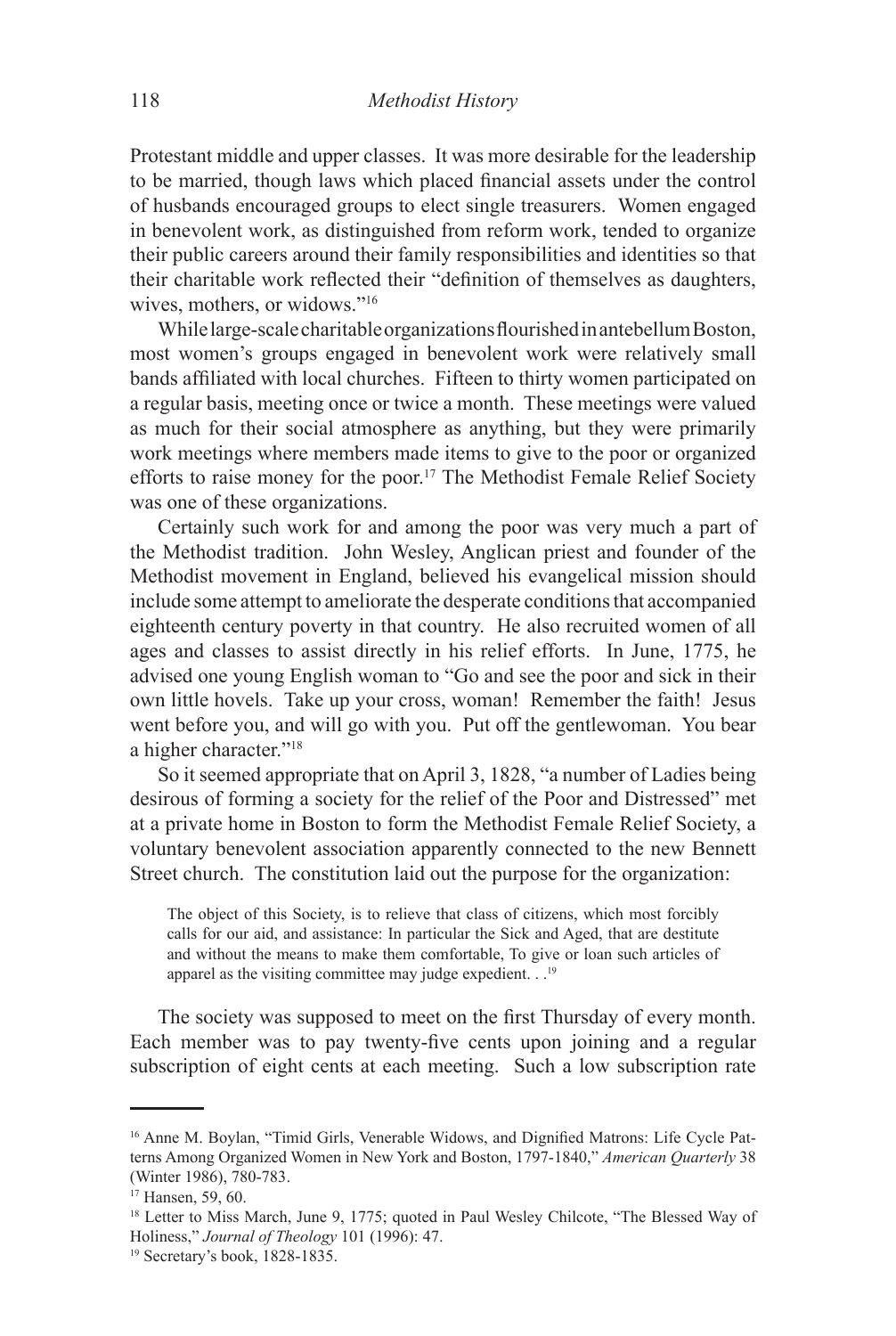Protestant middle and upper classes. It was more desirable for the leadership to be married, though laws which placed financial assets under the control of husbands encouraged groups to elect single treasurers. Women engaged in benevolent work, as distinguished from reform work, tended to organize their public careers around their family responsibilities and identities so that their charitable work reflected their "definition of themselves as daughters, wives, mothers, or widows."[16]

While large-scale charitable organizations flourished in antebellum Boston, most women's groups engaged in benevolent work were relatively small bands affiliated with local churches. Fifteen to thirty women participated on a regular basis, meeting once or twice a month. These meetings were valued as much for their social atmosphere as anything, but they were primarily work meetings where members made items to give to the poor or organized efforts to raise money for the poor.[17] The Methodist Female Relief Society was one of these organizations.

Certainly such work for and among the poor was very much a part of the Methodist tradition. John Wesley, Anglican priest and founder of the Methodist movement in England, believed his evangelical mission should include some attempt to ameliorate the desperate conditions that accompanied eighteenth century poverty in that country. He also recruited women of all ages and classes to assist directly in his relief efforts. In June, 1775, he advised one young English woman to "Go and see the poor and sick in their own little hovels. Take up your cross, woman! Remember the faith! Jesus went before you, and will go with you. Put off the gentlewoman. You bear a higher character."[18]

So it seemed appropriate that on April 3, 1828, "a number of Ladies being desirous of forming a society for the relief of the Poor and Distressed" met at a private home in Boston to form the Methodist Female Relief Society, a voluntary benevolent association apparently connected to the new Bennett Street church. The constitution laid out the purpose for the organization:

> The object of this Society, is to relieve that class of citizens, which most forcibly calls for our aid, and assistance: In particular the Sick and Aged, that are destitute and without the means to make them comfortable, To give or loan such articles of apparel as the visiting committee may judge expedient. . .[19]

The society was supposed to meet on the first Thursday of every month. Each member was to pay twenty-five cents upon joining and a regular subscription of eight cents at each meeting. Such a low subscription rate

---

[16] Anne M. Boylan, "Timid Girls, Venerable Widows, and Dignified Matrons: Life Cycle Patterns Among Organized Women in New York and Boston, 1797-1840," *American Quarterly* 38 (Winter 1986), 780-783.

[17] Hansen, 59, 60.

[18] Letter to Miss March, June 9, 1775; quoted in Paul Wesley Chilcote, "The Blessed Way of Holiness," *Journal of Theology* 101 (1996): 47.

[19] Secretary's book, 1828-1835.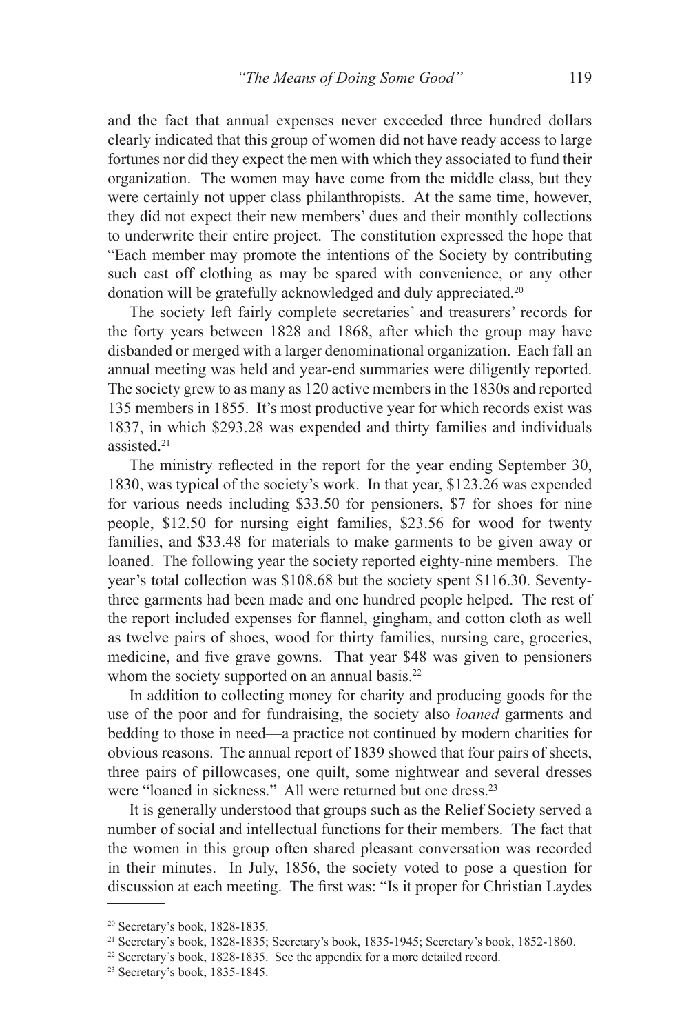and the fact that annual expenses never exceeded three hundred dollars clearly indicated that this group of women did not have ready access to large fortunes nor did they expect the men with which they associated to fund their organization. The women may have come from the middle class, but they were certainly not upper class philanthropists. At the same time, however, they did not expect their new members' dues and their monthly collections to underwrite their entire project. The constitution expressed the hope that "Each member may promote the intentions of the Society by contributing such cast off clothing as may be spared with convenience, or any other donation will be gratefully acknowledged and duly appreciated.[20]

The society left fairly complete secretaries' and treasurers' records for the forty years between 1828 and 1868, after which the group may have disbanded or merged with a larger denominational organization. Each fall an annual meeting was held and year-end summaries were diligently reported. The society grew to as many as 120 active members in the 1830s and reported 135 members in 1855. It's most productive year for which records exist was 1837, in which $293.28 was expended and thirty families and individuals assisted.[21]

The ministry reflected in the report for the year ending September 30, 1830, was typical of the society's work. In that year, $123.26 was expended for various needs including $33.50 for pensioners, $7 for shoes for nine people, $12.50 for nursing eight families, $23.56 for wood for twenty families, and $33.48 for materials to make garments to be given away or loaned. The following year the society reported eighty-nine members. The year's total collection was $108.68 but the society spent $116.30. Seventy-three garments had been made and one hundred people helped. The rest of the report included expenses for flannel, gingham, and cotton cloth as well as twelve pairs of shoes, wood for thirty families, nursing care, groceries, medicine, and five grave gowns. That year $48 was given to pensioners whom the society supported on an annual basis.[22]

In addition to collecting money for charity and producing goods for the use of the poor and for fundraising, the society also *loaned* garments and bedding to those in need—a practice not continued by modern charities for obvious reasons. The annual report of 1839 showed that four pairs of sheets, three pairs of pillowcases, one quilt, some nightwear and several dresses were "loaned in sickness." All were returned but one dress.[23]

It is generally understood that groups such as the Relief Society served a number of social and intellectual functions for their members. The fact that the women in this group often shared pleasant conversation was recorded in their minutes. In July, 1856, the society voted to pose a question for discussion at each meeting. The first was: "Is it proper for Christian Laydes

---

[20] Secretary's book, 1828-1835.

[21] Secretary's book, 1828-1835; Secretary's book, 1835-1945; Secretary's book, 1852-1860.

[22] Secretary's book, 1828-1835. See the appendix for a more detailed record.

[23] Secretary's book, 1835-1845.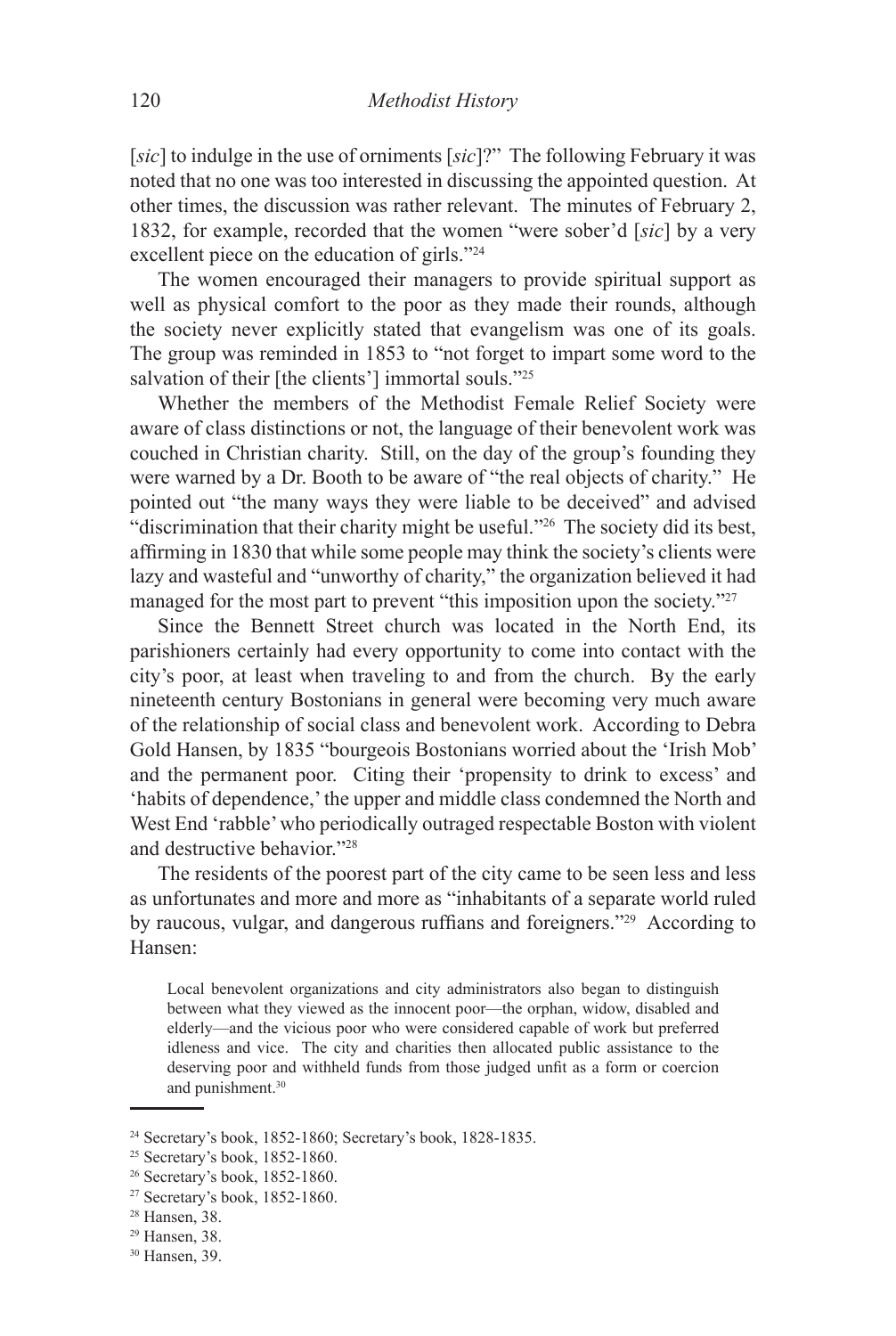[*sic*] to indulge in the use of orniments [*sic*]?" The following February it was noted that no one was too interested in discussing the appointed question. At other times, the discussion was rather relevant. The minutes of February 2, 1832, for example, recorded that the women "were sober'd [*sic*] by a very excellent piece on the education of girls."[24]

The women encouraged their managers to provide spiritual support as well as physical comfort to the poor as they made their rounds, although the society never explicitly stated that evangelism was one of its goals. The group was reminded in 1853 to "not forget to impart some word to the salvation of their [the clients'] immortal souls."[25]

Whether the members of the Methodist Female Relief Society were aware of class distinctions or not, the language of their benevolent work was couched in Christian charity. Still, on the day of the group's founding they were warned by a Dr. Booth to be aware of "the real objects of charity." He pointed out "the many ways they were liable to be deceived" and advised "discrimination that their charity might be useful."[26] The society did its best, affirming in 1830 that while some people may think the society's clients were lazy and wasteful and "unworthy of charity," the organization believed it had managed for the most part to prevent "this imposition upon the society."[27]

Since the Bennett Street church was located in the North End, its parishioners certainly had every opportunity to come into contact with the city's poor, at least when traveling to and from the church. By the early nineteenth century Bostonians in general were becoming very much aware of the relationship of social class and benevolent work. According to Debra Gold Hansen, by 1835 "bourgeois Bostonians worried about the 'Irish Mob' and the permanent poor. Citing their 'propensity to drink to excess' and 'habits of dependence,' the upper and middle class condemned the North and West End 'rabble' who periodically outraged respectable Boston with violent and destructive behavior."[28]

The residents of the poorest part of the city came to be seen less and less as unfortunates and more and more as "inhabitants of a separate world ruled by raucous, vulgar, and dangerous ruffians and foreigners."[29] According to Hansen:

> Local benevolent organizations and city administrators also began to distinguish between what they viewed as the innocent poor—the orphan, widow, disabled and elderly—and the vicious poor who were considered capable of work but preferred idleness and vice. The city and charities then allocated public assistance to the deserving poor and withheld funds from those judged unfit as a form or coercion and punishment.[30]

---

[24] Secretary's book, 1852-1860; Secretary's book, 1828-1835.

[25] Secretary's book, 1852-1860.

[26] Secretary's book, 1852-1860.

[27] Secretary's book, 1852-1860.

[28] Hansen, 38.

[29] Hansen, 38.

[30] Hansen, 39.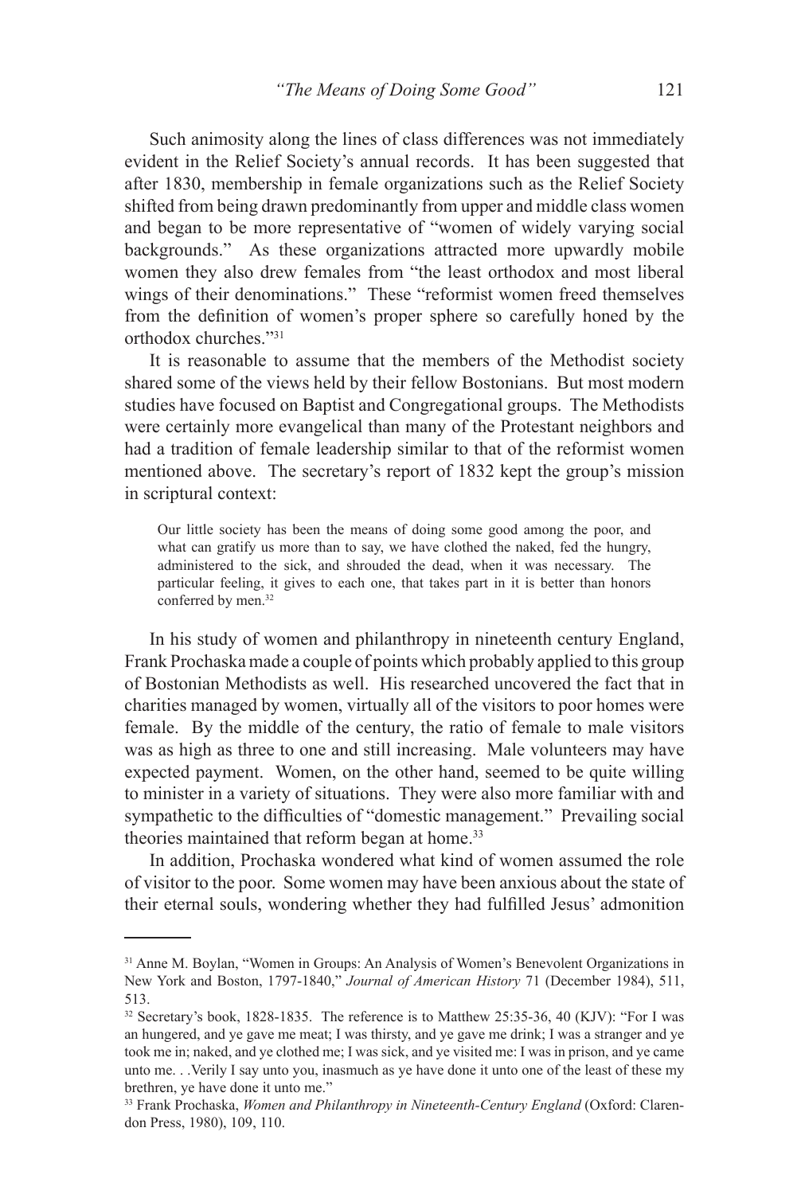Such animosity along the lines of class differences was not immediately evident in the Relief Society's annual records. It has been suggested that after 1830, membership in female organizations such as the Relief Society shifted from being drawn predominantly from upper and middle class women and began to be more representative of "women of widely varying social backgrounds." As these organizations attracted more upwardly mobile women they also drew females from "the least orthodox and most liberal wings of their denominations." These "reformist women freed themselves from the definition of women's proper sphere so carefully honed by the orthodox churches."[31]

It is reasonable to assume that the members of the Methodist society shared some of the views held by their fellow Bostonians. But most modern studies have focused on Baptist and Congregational groups. The Methodists were certainly more evangelical than many of the Protestant neighbors and had a tradition of female leadership similar to that of the reformist women mentioned above. The secretary's report of 1832 kept the group's mission in scriptural context:

> Our little society has been the means of doing some good among the poor, and what can gratify us more than to say, we have clothed the naked, fed the hungry, administered to the sick, and shrouded the dead, when it was necessary. The particular feeling, it gives to each one, that takes part in it is better than honors conferred by men.[32]

In his study of women and philanthropy in nineteenth century England, Frank Prochaska made a couple of points which probably applied to this group of Bostonian Methodists as well. His researched uncovered the fact that in charities managed by women, virtually all of the visitors to poor homes were female. By the middle of the century, the ratio of female to male visitors was as high as three to one and still increasing. Male volunteers may have expected payment. Women, on the other hand, seemed to be quite willing to minister in a variety of situations. They were also more familiar with and sympathetic to the difficulties of "domestic management." Prevailing social theories maintained that reform began at home.[33]

In addition, Prochaska wondered what kind of women assumed the role of visitor to the poor. Some women may have been anxious about the state of their eternal souls, wondering whether they had fulfilled Jesus' admonition

---

[31] Anne M. Boylan, "Women in Groups: An Analysis of Women's Benevolent Organizations in New York and Boston, 1797-1840," *Journal of American History* 71 (December 1984), 511, 513.

[32] Secretary's book, 1828-1835. The reference is to Matthew 25:35-36, 40 (KJV): "For I was an hungered, and ye gave me meat; I was thirsty, and ye gave me drink; I was a stranger and ye took me in; naked, and ye clothed me; I was sick, and ye visited me: I was in prison, and ye came unto me. . .Verily I say unto you, inasmuch as ye have done it unto one of the least of these my brethren, ye have done it unto me."

[33] Frank Prochaska, *Women and Philanthropy in Nineteenth-Century England* (Oxford: Clarendon Press, 1980), 109, 110.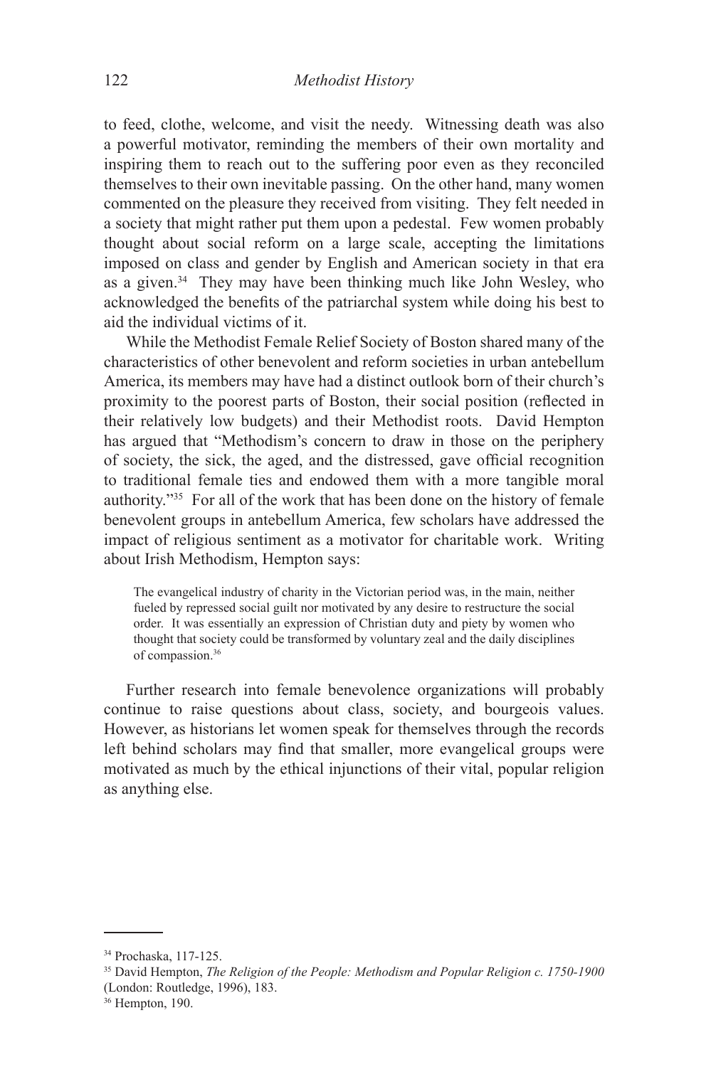to feed, clothe, welcome, and visit the needy. Witnessing death was also a powerful motivator, reminding the members of their own mortality and inspiring them to reach out to the suffering poor even as they reconciled themselves to their own inevitable passing. On the other hand, many women commented on the pleasure they received from visiting. They felt needed in a society that might rather put them upon a pedestal. Few women probably thought about social reform on a large scale, accepting the limitations imposed on class and gender by English and American society in that era as a given.[34] They may have been thinking much like John Wesley, who acknowledged the benefits of the patriarchal system while doing his best to aid the individual victims of it.

While the Methodist Female Relief Society of Boston shared many of the characteristics of other benevolent and reform societies in urban antebellum America, its members may have had a distinct outlook born of their church's proximity to the poorest parts of Boston, their social position (reflected in their relatively low budgets) and their Methodist roots. David Hempton has argued that "Methodism's concern to draw in those on the periphery of society, the sick, the aged, and the distressed, gave official recognition to traditional female ties and endowed them with a more tangible moral authority."[35] For all of the work that has been done on the history of female benevolent groups in antebellum America, few scholars have addressed the impact of religious sentiment as a motivator for charitable work. Writing about Irish Methodism, Hempton says:

> The evangelical industry of charity in the Victorian period was, in the main, neither fueled by repressed social guilt nor motivated by any desire to restructure the social order. It was essentially an expression of Christian duty and piety by women who thought that society could be transformed by voluntary zeal and the daily disciplines of compassion.[36]

Further research into female benevolence organizations will probably continue to raise questions about class, society, and bourgeois values. However, as historians let women speak for themselves through the records left behind scholars may find that smaller, more evangelical groups were motivated as much by the ethical injunctions of their vital, popular religion as anything else.

---

[34] Prochaska, 117-125.

[35] David Hempton, *The Religion of the People: Methodism and Popular Religion c. 1750-1900* (London: Routledge, 1996), 183.

[36] Hempton, 190.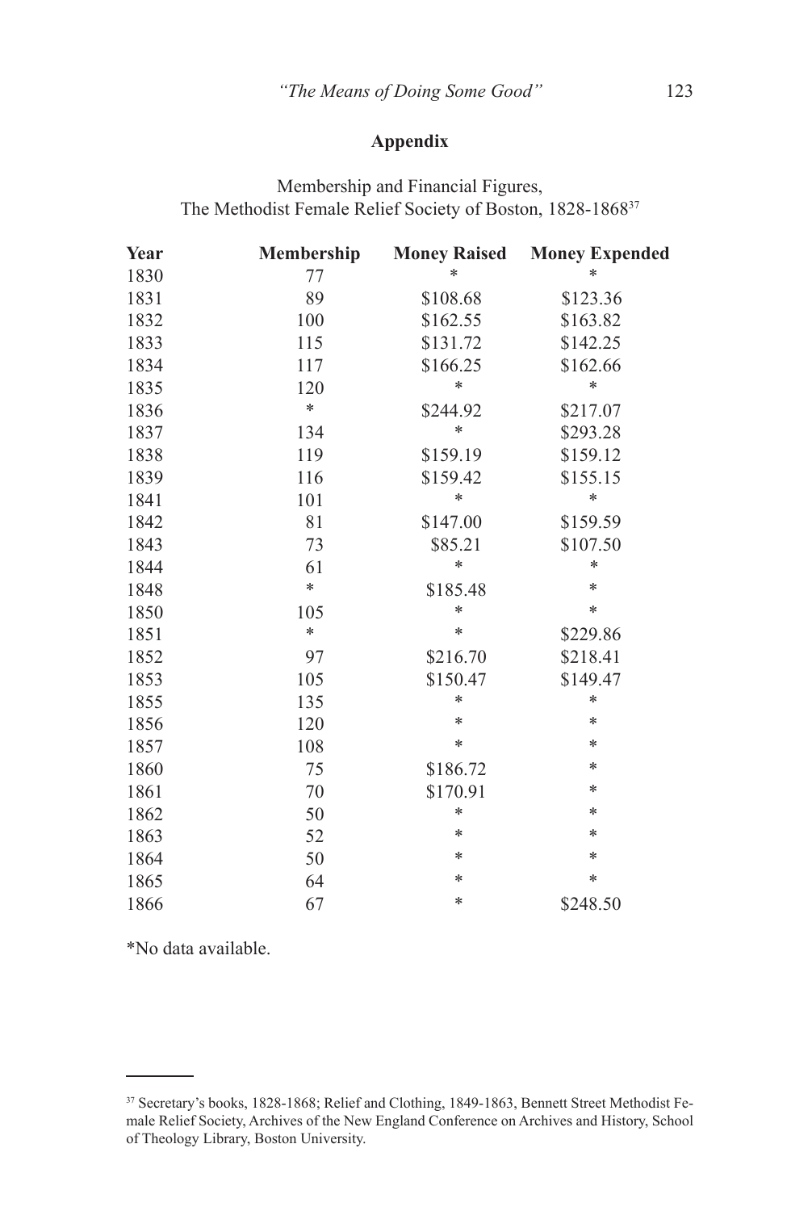## Appendix

Membership and Financial Figures,
The Methodist Female Relief Society of Boston, 1828-1868[37]

| Year | Membership | Money Raised | Money Expended |
|---|---|---|---|
| 1830 | 77 | * | * |
| 1831 | 89 | $108.68 | $123.36 |
| 1832 | 100 | $162.55 | $163.82 |
| 1833 | 115 | $131.72 | $142.25 |
| 1834 | 117 | $166.25 | $162.66 |
| 1835 | 120 | * | * |
| 1836 | * | $244.92 | $217.07 |
| 1837 | 134 | * | $293.28 |
| 1838 | 119 | $159.19 | $159.12 |
| 1839 | 116 | $159.42 | $155.15 |
| 1841 | 101 | * | * |
| 1842 | 81 | $147.00 | $159.59 |
| 1843 | 73 | $85.21 | $107.50 |
| 1844 | 61 | * | * |
| 1848 | * | $185.48 | * |
| 1850 | 105 | * | * |
| 1851 | * | * | $229.86 |
| 1852 | 97 | $216.70 | $218.41 |
| 1853 | 105 | $150.47 | $149.47 |
| 1855 | 135 | * | * |
| 1856 | 120 | * | * |
| 1857 | 108 | * | * |
| 1860 | 75 | $186.72 | * |
| 1861 | 70 | $170.91 | * |
| 1862 | 50 | * | * |
| 1863 | 52 | * | * |
| 1864 | 50 | * | * |
| 1865 | 64 | * | * |
| 1866 | 67 | * | $248.50 |

*No data available.

[37] Secretary's books, 1828-1868; Relief and Clothing, 1849-1863, Bennett Street Methodist Female Relief Society, Archives of the New England Conference on Archives and History, School of Theology Library, Boston University.